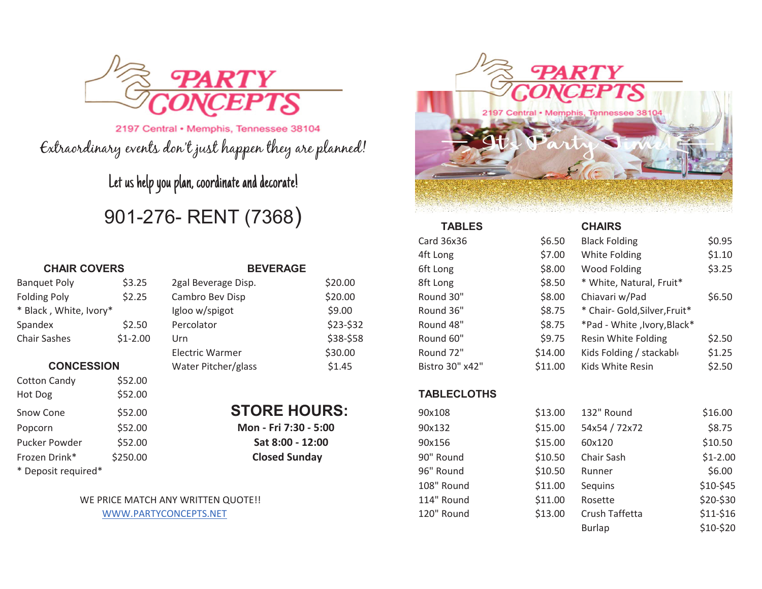# PARTY CONCEPTS

2197 Central • Memphis, Tennessee 38104

*Extraordinary events don't just happen they are planned!*

Let us help you plan, coordinate and decorate!

## 901-276- RENT (7368)

### CHAIR COVERS

| Item | Price |
|---|---|
| Banquet Poly | $3.25 |
| Folding Poly | $2.25 |
| * Black , White, Ivory* | |
| Spandex | $2.50 |
| Chair Sashes | $1-2.00 |

### CONCESSION

| Item | Price |
|---|---|
| Cotton Candy | $52.00 |
| Hot Dog | $52.00 |
| Snow Cone | $52.00 |
| Popcorn | $52.00 |
| Pucker Powder | $52.00 |
| Frozen Drink* | $250.00 |

* Deposit required*

### BEVERAGE

| Item | Price |
|---|---|
| 2gal Beverage Disp. | $20.00 |
| Cambro Bev Disp | $20.00 |
| Igloo w/spigot | $9.00 |
| Percolator | $23-$32 |
| Urn | $38-$58 |
| Electric Warmer | $30.00 |
| Water Pitcher/glass | $1.45 |

### STORE HOURS:

**Mon - Fri 7:30 - 5:00**
**Sat 8:00 - 12:00**
**Closed Sunday**

WE PRICE MATCH ANY WRITTEN QUOTE!!
WWW.PARTYCONCEPTS.NET

# PARTY CONCEPTS

2197 Central • Memphis, Tennessee 38104

It's Party Time!

### TABLES

| Item | Price |
|---|---|
| Card 36x36 | $6.50 |
| 4ft Long | $7.00 |
| 6ft Long | $8.00 |
| 8ft Long | $8.50 |
| Round 30" | $8.00 |
| Round 36" | $8.75 |
| Round 48" | $8.75 |
| Round 60" | $9.75 |
| Round 72" | $14.00 |
| Bistro 30" x42" | $11.00 |

### CHAIRS

| Item | Price |
|---|---|
| Black Folding | $0.95 |
| White Folding | $1.10 |
| Wood Folding | $3.25 |
| * White, Natural, Fruit* | |
| Chiavari w/Pad | $6.50 |
| * Chair- Gold,Silver,Fruit* | |
| *Pad - White ,Ivory,Black* | |
| Resin White Folding | $2.50 |
| Kids Folding / stackabl | $1.25 |
| Kids White Resin | $2.50 |

### TABLECLOTHS

| Item | Price | Item | Price |
|---|---|---|---|
| 90x108 | $13.00 | 132" Round | $16.00 |
| 90x132 | $15.00 | 54x54 / 72x72 | $8.75 |
| 90x156 | $15.00 | 60x120 | $10.50 |
| 90" Round | $10.50 | Chair Sash | $1-2.00 |
| 96" Round | $10.50 | Runner | $6.00 |
| 108" Round | $11.00 | Sequins | $10-$45 |
| 114" Round | $11.00 | Rosette | $20-$30 |
| 120" Round | $13.00 | Crush Taffetta | $11-$16 |
| | | Burlap | $10-$20 |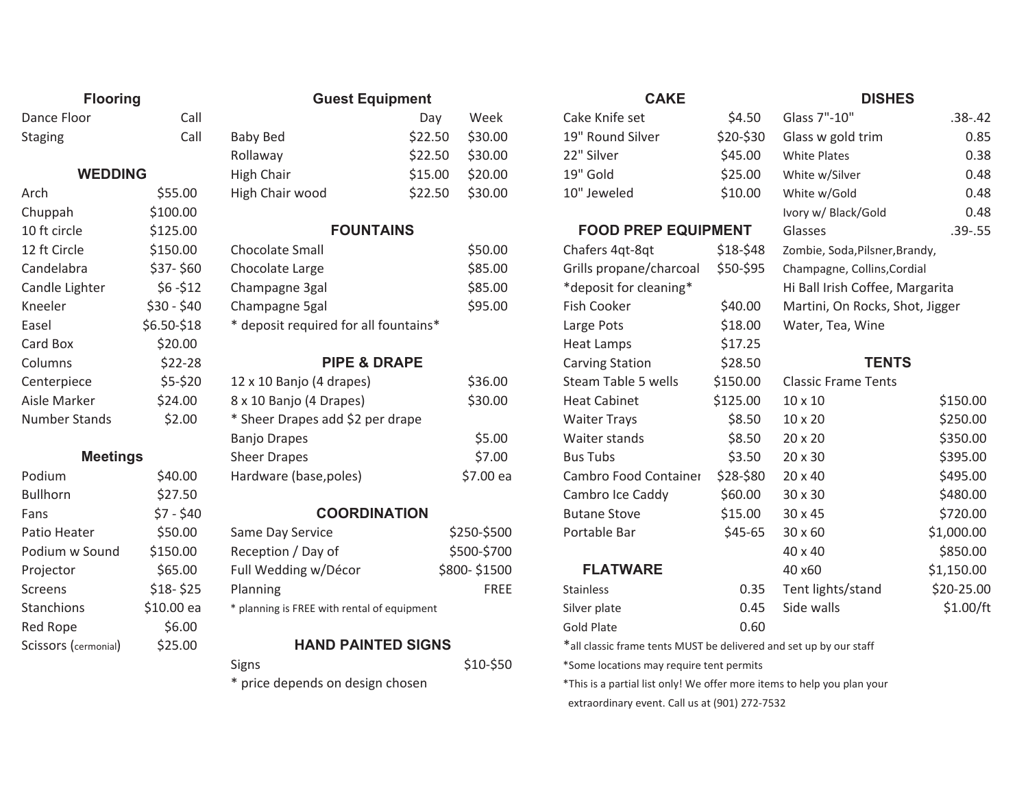## Flooring

| | |
|---|---|
| Dance Floor | Call |
| Staging | Call |

## WEDDING

| | |
|---|---|
| Arch | $55.00 |
| Chuppah | $100.00 |
| 10 ft circle | $125.00 |
| 12 ft Circle | $150.00 |
| Candelabra | $37- $60 |
| Candle Lighter | $6 -$12 |
| Kneeler | $30 - $40 |
| Easel | $6.50-$18 |
| Card Box | $20.00 |
| Columns | $22-28 |
| Centerpiece | $5-$20 |
| Aisle Marker | $24.00 |
| Number Stands | $2.00 |

## Meetings

| | |
|---|---|
| Podium | $40.00 |
| Bullhorn | $27.50 |
| Fans | $7 - $40 |
| Patio Heater | $50.00 |
| Podium w Sound | $150.00 |
| Projector | $65.00 |
| Screens | $18- $25 |
| Stanchions | $10.00 ea |
| Red Rope | $6.00 |
| Scissors (cermonial) | $25.00 |

## Guest Equipment

| | Day | Week |
|---|---|---|
| Baby Bed | $22.50 | $30.00 |
| Rollaway | $22.50 | $30.00 |
| High Chair | $15.00 | $20.00 |
| High Chair wood | $22.50 | $30.00 |

## FOUNTAINS

| | |
|---|---|
| Chocolate Small | $50.00 |
| Chocolate Large | $85.00 |
| Champagne 3gal | $85.00 |
| Champagne 5gal | $95.00 |

* deposit required for all fountains*

## PIPE & DRAPE

| | |
|---|---|
| 12 x 10 Banjo (4 drapes) | $36.00 |
| 8 x 10 Banjo (4 Drapes) | $30.00 |
| * Sheer Drapes add $2 per drape | |
| Banjo Drapes | $5.00 |
| Sheer Drapes | $7.00 |
| Hardware (base,poles) | $7.00 ea |

## COORDINATION

| | |
|---|---|
| Same Day Service | $250-$500 |
| Reception / Day of | $500-$700 |
| Full Wedding w/Décor | $800- $1500 |
| Planning | FREE |

* planning is FREE with rental of equipment

## HAND PAINTED SIGNS

| | |
|---|---|
| Signs | $10-$50 |

* price depends on design chosen

## CAKE

| | |
|---|---|
| Cake Knife set | $4.50 |
| 19" Round Silver | $20-$30 |
| 22" Silver | $45.00 |
| 19" Gold | $25.00 |
| 10" Jeweled | $10.00 |

## FOOD PREP EQUIPMENT

| | |
|---|---|
| Chafers 4qt-8qt | $18-$48 |
| Grills propane/charcoal | $50-$95 |
| *deposit for cleaning* | |
| Fish Cooker | $40.00 |
| Large Pots | $18.00 |
| Heat Lamps | $17.25 |
| Carving Station | $28.50 |
| Steam Table 5 wells | $150.00 |
| Heat Cabinet | $125.00 |
| Waiter Trays | $8.50 |
| Waiter stands | $8.50 |
| Bus Tubs | $3.50 |
| Cambro Food Container | $28-$80 |
| Cambro Ice Caddy | $60.00 |
| Butane Stove | $15.00 |
| Portable Bar | $45-65 |

## FLATWARE

| | |
|---|---|
| Stainless | 0.35 |
| Silver plate | 0.45 |
| Gold Plate | 0.60 |

## DISHES

| | |
|---|---|
| Glass 7"-10" | .38-.42 |
| Glass w gold trim | 0.85 |
| White Plates | 0.38 |
| White w/Silver | 0.48 |
| White w/Gold | 0.48 |
| Ivory w/ Black/Gold | 0.48 |
| Glasses | .39-.55 |

Zombie, Soda,Pilsner,Brandy, Champagne, Collins,Cordial
Hi Ball Irish Coffee, Margarita
Martini, On Rocks, Shot, Jigger
Water, Tea, Wine

## TENTS

| Classic Frame Tents | |
|---|---|
| 10 x 10 | $150.00 |
| 10 x 20 | $250.00 |
| 20 x 20 | $350.00 |
| 20 x 30 | $395.00 |
| 20 x 40 | $495.00 |
| 30 x 30 | $480.00 |
| 30 x 45 | $720.00 |
| 30 x 60 | $1,000.00 |
| 40 x 40 | $850.00 |
| 40 x60 | $1,150.00 |
| Tent lights/stand | $20-25.00 |
| Side walls | $1.00/ft |

*all classic frame tents MUST be delivered and set up by our staff

*Some locations may require tent permits

*This is a partial list only! We offer more items to help you plan your extraordinary event. Call us at (901) 272-7532